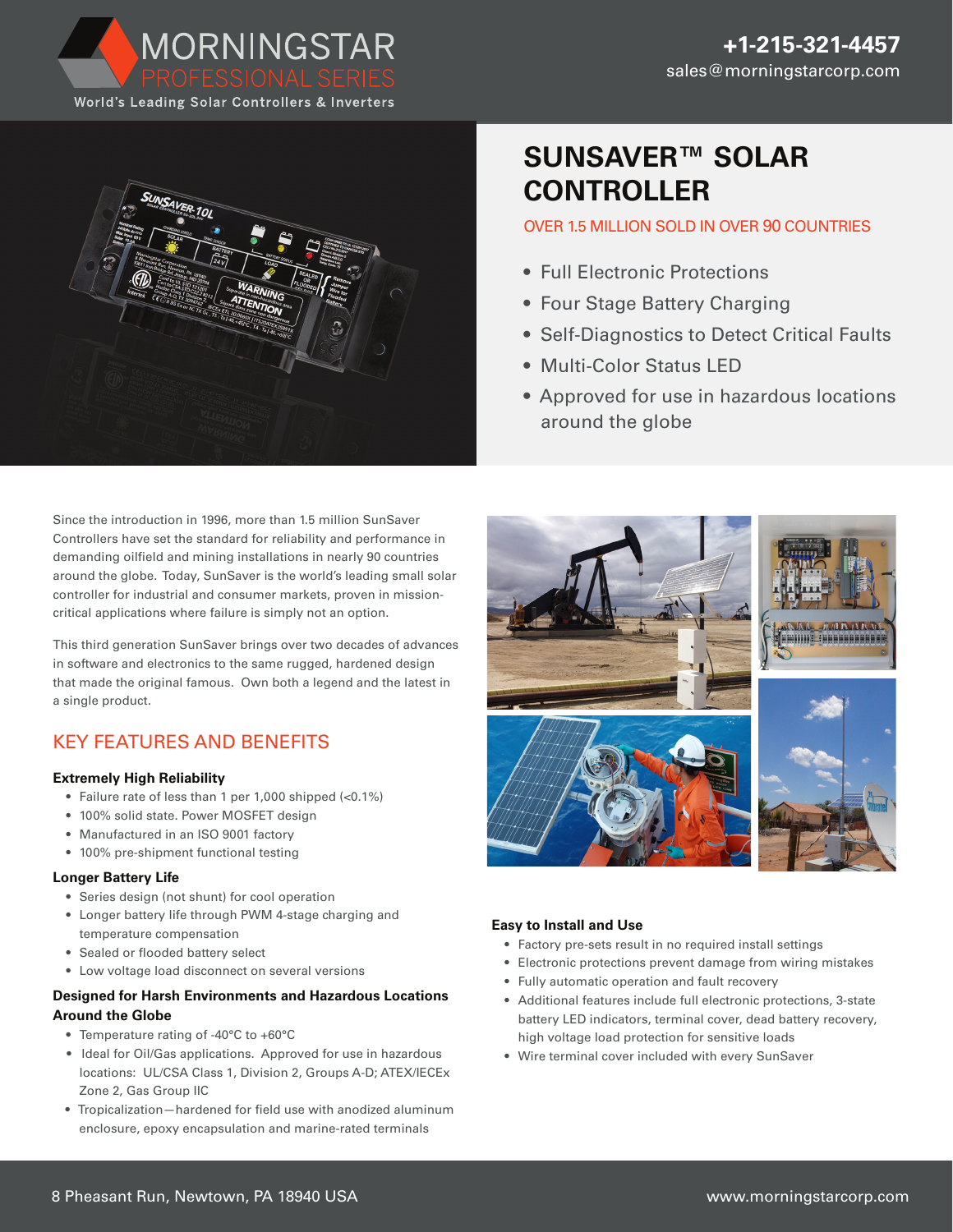MORNINGSTAR
PROFESSIONAL SERIES
World's Leading Solar Controllers & Inverters

**+1-215-321-4457**
sales@morningstarcorp.com

# SUNSAVER™ SOLAR CONTROLLER

OVER 1.5 MILLION SOLD IN OVER 90 COUNTRIES

- Full Electronic Protections
- Four Stage Battery Charging
- Self-Diagnostics to Detect Critical Faults
- Multi-Color Status LED
- Approved for use in hazardous locations around the globe

Since the introduction in 1996, more than 1.5 million SunSaver Controllers have set the standard for reliability and performance in demanding oilfield and mining installations in nearly 90 countries around the globe. Today, SunSaver is the world's leading small solar controller for industrial and consumer markets, proven in mission-critical applications where failure is simply not an option.

This third generation SunSaver brings over two decades of advances in software and electronics to the same rugged, hardened design that made the original famous. Own both a legend and the latest in a single product.

## KEY FEATURES AND BENEFITS

### Extremely High Reliability

- Failure rate of less than 1 per 1,000 shipped (<0.1%)
- 100% solid state. Power MOSFET design
- Manufactured in an ISO 9001 factory
- 100% pre-shipment functional testing

### Longer Battery Life

- Series design (not shunt) for cool operation
- Longer battery life through PWM 4-stage charging and temperature compensation
- Sealed or flooded battery select
- Low voltage load disconnect on several versions

### Designed for Harsh Environments and Hazardous Locations Around the Globe

- Temperature rating of -40°C to +60°C
- Ideal for Oil/Gas applications. Approved for use in hazardous locations: UL/CSA Class 1, Division 2, Groups A-D; ATEX/IECEx Zone 2, Gas Group IIC
- Tropicalization—hardened for field use with anodized aluminum enclosure, epoxy encapsulation and marine-rated terminals

### Easy to Install and Use

- Factory pre-sets result in no required install settings
- Electronic protections prevent damage from wiring mistakes
- Fully automatic operation and fault recovery
- Additional features include full electronic protections, 3-state battery LED indicators, terminal cover, dead battery recovery, high voltage load protection for sensitive loads
- Wire terminal cover included with every SunSaver

8 Pheasant Run, Newtown, PA 18940 USA
www.morningstarcorp.com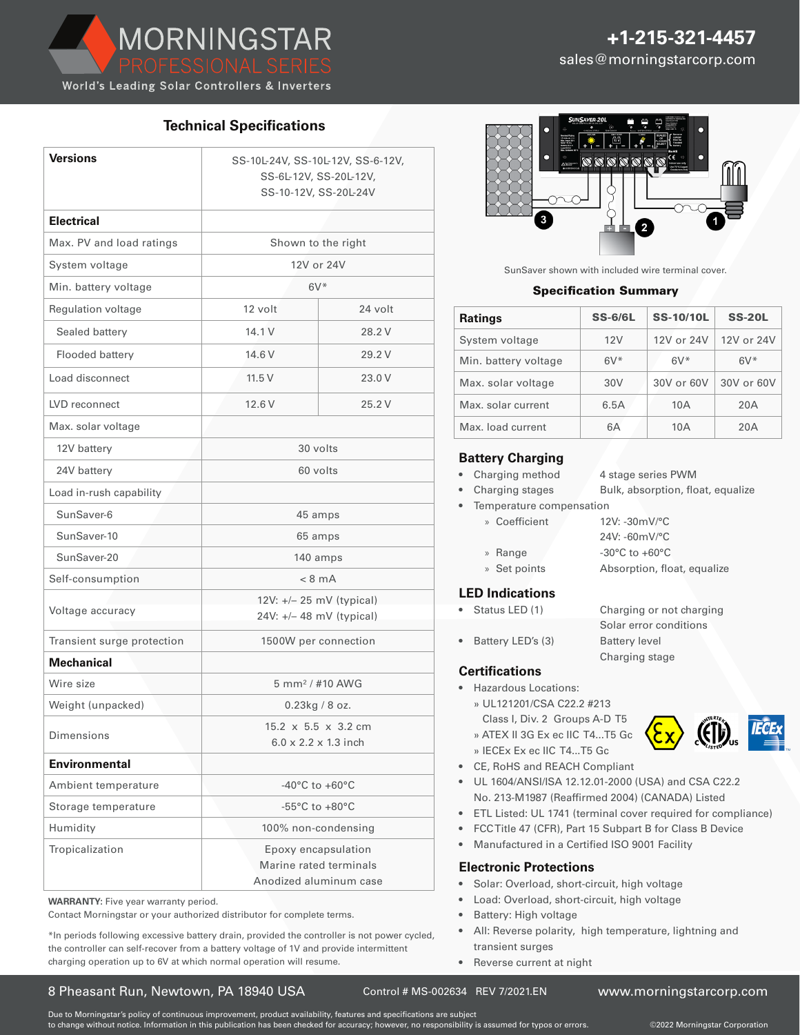MORNINGSTAR
PROFESSIONAL SERIES
World's Leading Solar Controllers & Inverters

+1-215-321-4457
sales@morningstarcorp.com

## Technical Specifications

| | | |
|---|---|---|
| **Versions** | SS-10L-24V, SS-10L-12V, SS-6-12V, SS-6L-12V, SS-20L-12V, SS-10-12V, SS-20L-24V | |
| **Electrical** | | |
| Max. PV and load ratings | Shown to the right | |
| System voltage | 12V or 24V | |
| Min. battery voltage | 6V* | |
| Regulation voltage | 12 volt | 24 volt |
| Sealed battery | 14.1 V | 28.2 V |
| Flooded battery | 14.6 V | 29.2 V |
| Load disconnect | 11.5 V | 23.0 V |
| LVD reconnect | 12.6 V | 25.2 V |
| Max. solar voltage | | |
| 12V battery | 30 volts | |
| 24V battery | 60 volts | |
| Load in-rush capability | | |
| SunSaver-6 | 45 amps | |
| SunSaver-10 | 65 amps | |
| SunSaver-20 | 140 amps | |
| Self-consumption | < 8 mA | |
| Voltage accuracy | 12V: +/– 25 mV (typical)<br>24V: +/– 48 mV (typical) | |
| Transient surge protection | 1500W per connection | |
| **Mechanical** | | |
| Wire size | 5 mm² / #10 AWG | |
| Weight (unpacked) | 0.23kg / 8 oz. | |
| Dimensions | 15.2 x 5.5 x 3.2 cm<br>6.0 x 2.2 x 1.3 inch | |
| **Environmental** | | |
| Ambient temperature | -40°C to +60°C | |
| Storage temperature | -55°C to +80°C | |
| Humidity | 100% non-condensing | |
| Tropicalization | Epoxy encapsulation<br>Marine rated terminals<br>Anodized aluminum case | |

**WARRANTY:** Five year warranty period.
Contact Morningstar or your authorized distributor for complete terms.

*In periods following excessive battery drain, provided the controller is not power cycled, the controller can self-recover from a battery voltage of 1V and provide intermittent charging operation up to 6V at which normal operation will resume.

SunSaver shown with included wire terminal cover.

### Specification Summary

| Ratings | SS-6/6L | SS-10/10L | SS-20L |
|---|---|---|---|
| System voltage | 12V | 12V or 24V | 12V or 24V |
| Min. battery voltage | 6V* | 6V* | 6V* |
| Max. solar voltage | 30V | 30V or 60V | 30V or 60V |
| Max. solar current | 6.5A | 10A | 20A |
| Max. load current | 6A | 10A | 20A |

### Battery Charging

- Charging method: 4 stage series PWM
- Charging stages: Bulk, absorption, float, equalize
- Temperature compensation
  - » Coefficient: 12V: -30mV/°C; 24V: -60mV/°C
  - » Range: -30°C to +60°C
  - » Set points: Absorption, float, equalize

### LED Indications

- Status LED (1): Charging or not charging; Solar error conditions
- Battery LED's (3): Battery level; Charging stage

### Certifications

- Hazardous Locations:
  - » UL121201/CSA C22.2 #213 Class I, Div. 2 Groups A-D T5
  - » ATEX II 3G Ex ec IIC T4...T5 Gc
  - » IECEx Ex ec IIC T4...T5 Gc
- CE, RoHS and REACH Compliant
- UL 1604/ANSI/ISA 12.12.01-2000 (USA) and CSA C22.2 No. 213-M1987 (Reaffirmed 2004) (CANADA) Listed
- ETL Listed: UL 1741 (terminal cover required for compliance)
- FCC Title 47 (CFR), Part 15 Subpart B for Class B Device
- Manufactured in a Certified ISO 9001 Facility

### Electronic Protections

- Solar: Overload, short-circuit, high voltage
- Load: Overload, short-circuit, high voltage
- Battery: High voltage
- All: Reverse polarity, high temperature, lightning and transient surges
- Reverse current at night

8 Pheasant Run, Newtown, PA 18940 USA    Control # MS-002634 REV 7/2021.EN    www.morningstarcorp.com

Due to Morningstar's policy of continuous improvement, product availability, features and specifications are subject to change without notice. Information in this publication has been checked for accuracy; however, no responsibility is assumed for typos or errors.

©2022 Morningstar Corporation